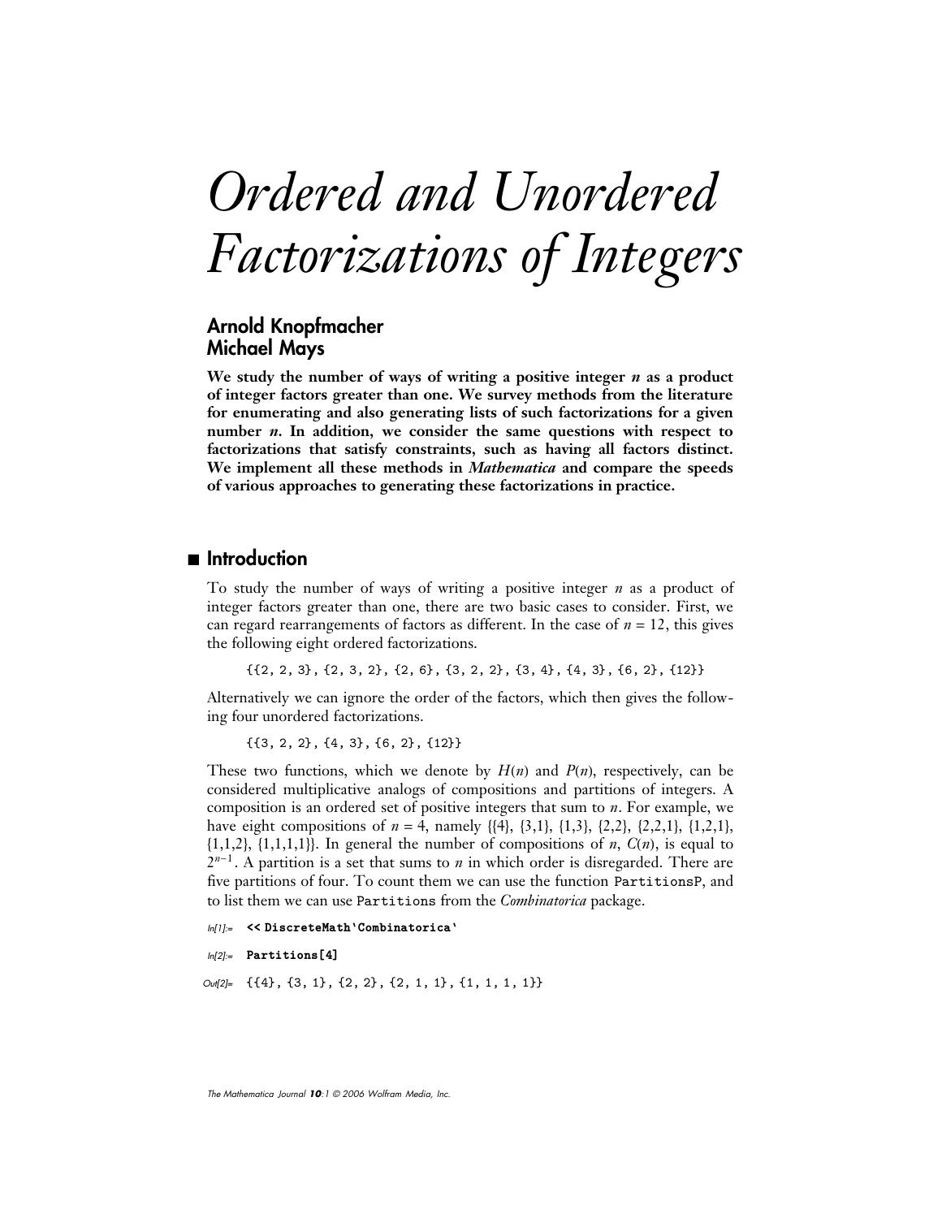# Ordered and Unordered Factorizations of Integers

**Arnold Knopfmacher**
**Michael Mays**

**We study the number of ways of writing a positive integer $n$ as a product of integer factors greater than one. We survey methods from the literature for enumerating and also generating lists of such factorizations for a given number $n$. In addition, we consider the same questions with respect to factorizations that satisfy constraints, such as having all factors distinct. We implement all these methods in *Mathematica* and compare the speeds of various approaches to generating these factorizations in practice.**

## Introduction

To study the number of ways of writing a positive integer $n$ as a product of integer factors greater than one, there are two basic cases to consider. First, we can regard rearrangements of factors as different. In the case of $n = 12$, this gives the following eight ordered factorizations.

```
{{2, 2, 3}, {2, 3, 2}, {2, 6}, {3, 2, 2}, {3, 4}, {4, 3}, {6, 2}, {12}}
```

Alternatively we can ignore the order of the factors, which then gives the following four unordered factorizations.

```
{{3, 2, 2}, {4, 3}, {6, 2}, {12}}
```

These two functions, which we denote by $H(n)$ and $P(n)$, respectively, can be considered multiplicative analogs of compositions and partitions of integers. A composition is an ordered set of positive integers that sum to $n$. For example, we have eight compositions of $n = 4$, namely {{4}, {3,1}, {1,3}, {2,2}, {2,2,1}, {1,2,1}, {1,1,2}, {1,1,1,1}}. In general the number of compositions of $n$, $C(n)$, is equal to $2^{n-1}$. A partition is a set that sums to $n$ in which order is disregarded. There are five partitions of four. To count them we can use the function `PartitionsP`, and to list them we can use `Partitions` from the *Combinatorica* package.

```
In[1]:= << DiscreteMath`Combinatorica`

In[2]:= Partitions[4]

Out[2]= {{4}, {3, 1}, {2, 2}, {2, 1, 1}, {1, 1, 1, 1}}
```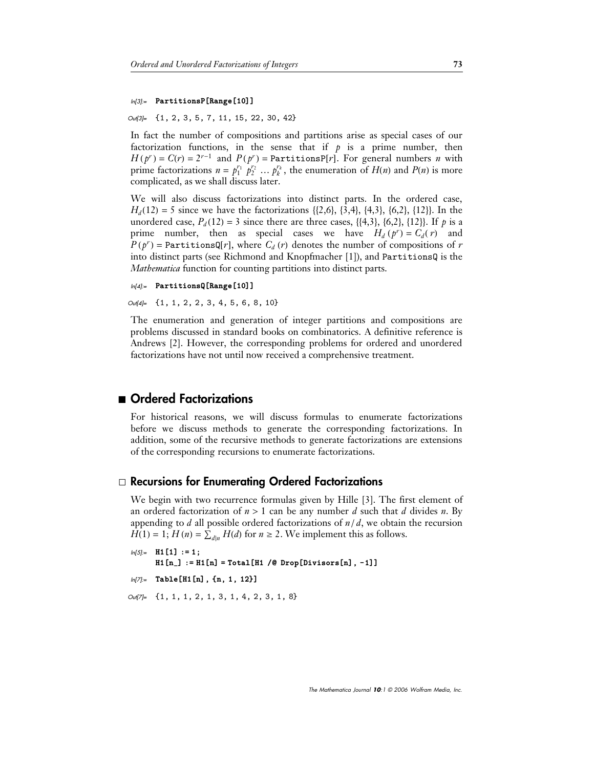```
In[3]:= PartitionsP[Range[10]]

Out[3]= {1, 2, 3, 5, 7, 11, 15, 22, 30, 42}
```

In fact the number of compositions and partitions arise as special cases of our factorization functions, in the sense that if $p$ is a prime number, then $H(p^r) = C(r) = 2^{r-1}$ and $P(p^r) =$ PartitionsP[$r$]. For general numbers $n$ with prime factorizations $n = p_1^{r_1} p_2^{r_2} \ldots p_k^{r_k}$, the enumeration of $H(n)$ and $P(n)$ is more complicated, as we shall discuss later.

We will also discuss factorizations into distinct parts. In the ordered case, $H_d(12) = 5$ since we have the factorizations {{2,6}, {3,4}, {4,3}, {6,2}, {12}}. In the unordered case, $P_d(12) = 3$ since there are three cases, {{4,3}, {6,2}, {12}}. If $p$ is a prime number, then as special cases we have $H_d(p^r) = C_d(r)$ and $P(p^r) =$ PartitionsQ[$r$], where $C_d(r)$ denotes the number of compositions of $r$ into distinct parts (see Richmond and Knopfmacher [1]), and PartitionsQ is the *Mathematica* function for counting partitions into distinct parts.

```
In[4]:= PartitionsQ[Range[10]]

Out[4]= {1, 1, 2, 2, 3, 4, 5, 6, 8, 10}
```

The enumeration and generation of integer partitions and compositions are problems discussed in standard books on combinatorics. A definitive reference is Andrews [2]. However, the corresponding problems for ordered and unordered factorizations have not until now received a comprehensive treatment.

## Ordered Factorizations

For historical reasons, we will discuss formulas to enumerate factorizations before we discuss methods to generate the corresponding factorizations. In addition, some of the recursive methods to generate factorizations are extensions of the corresponding recursions to enumerate factorizations.

### Recursions for Enumerating Ordered Factorizations

We begin with two recurrence formulas given by Hille [3]. The first element of an ordered factorization of $n > 1$ can be any number $d$ such that $d$ divides $n$. By appending to $d$ all possible ordered factorizations of $n/d$, we obtain the recursion $H(1) = 1$; $H(n) = \sum_{d|n} H(d)$ for $n \geq 2$. We implement this as follows.

```
In[5]:= H1[1] := 1;
        H1[n_] := H1[n] = Total[H1 /@ Drop[Divisors[n], -1]]

In[7]:= Table[H1[n], {n, 1, 12}]

Out[7]= {1, 1, 1, 2, 1, 3, 1, 4, 2, 3, 1, 8}
```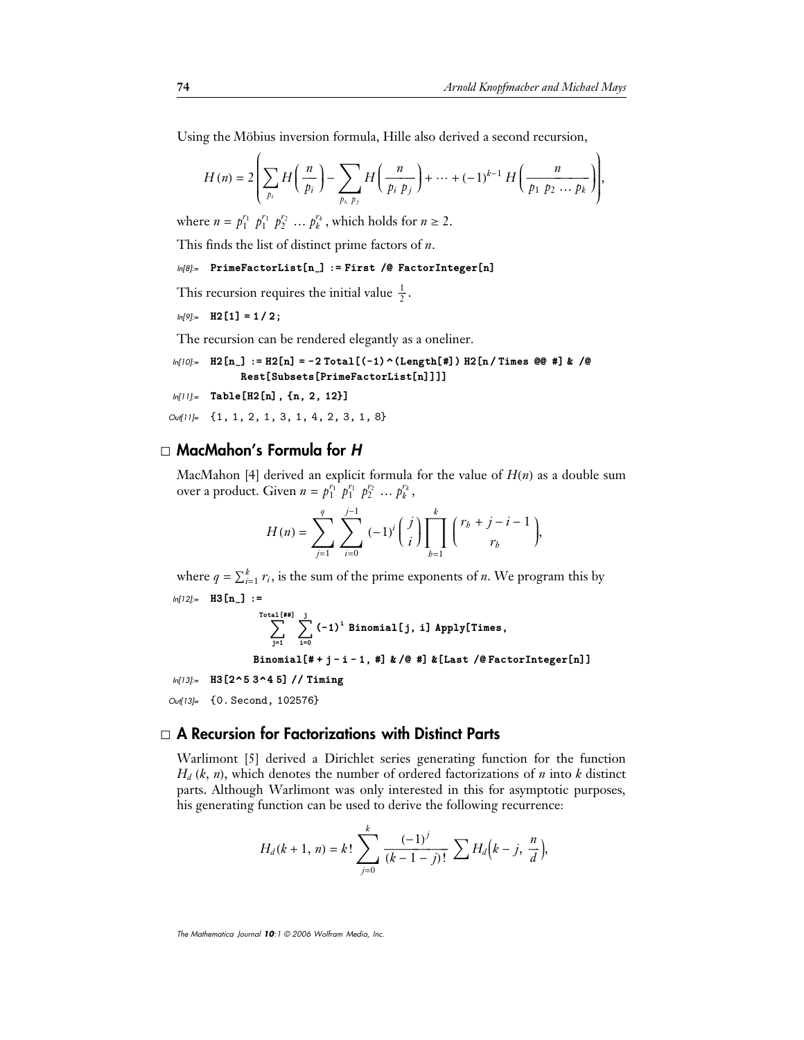Using the Möbius inversion formula, Hille also derived a second recursion,

$$H(n) = 2\left(\sum_{p_i} H\left(\frac{n}{p_i}\right) - \sum_{p_i,\, p_j} H\left(\frac{n}{p_i\, p_j}\right) + \cdots + (-1)^{k-1} H\left(\frac{n}{p_1\, p_2\, \ldots\, p_k}\right)\right),$$

where $n = p_1^{r_1}\, p_1^{r_1}\, p_2^{r_2}\, \ldots\, p_k^{r_k}$, which holds for $n \geq 2$.

This finds the list of distinct prime factors of $n$.

```
In[8]:= PrimeFactorList[n_] := First /@ FactorInteger[n]
```

This recursion requires the initial value $\frac{1}{2}$.

```
In[9]:= H2[1] = 1 / 2;
```

The recursion can be rendered elegantly as a oneliner.

```
In[10]:= H2[n_] := H2[n] = -2 Total[(-1)^(Length[#]) H2[n / Times @@ #] & /@
         Rest[Subsets[PrimeFactorList[n]]]]

In[11]:= Table[H2[n], {n, 2, 12}]

Out[11]= {1, 1, 2, 1, 3, 1, 4, 2, 3, 1, 8}
```

## □ MacMahon's Formula for *H*

MacMahon [4] derived an explicit formula for the value of $H(n)$ as a double sum over a product. Given $n = p_1^{r_1}\, p_1^{r_1}\, p_2^{r_2}\, \ldots\, p_k^{r_k}$,

$$H(n) = \sum_{j=1}^{q} \sum_{i=0}^{j-1} (-1)^i \binom{j}{i} \prod_{b=1}^{k} \binom{r_b + j - i - 1}{r_b},$$

where $q = \sum_{i=1}^{k} r_i$, is the sum of the prime exponents of $n$. We program this by

```
In[12]:= H3[n_] :=
           Total[##]   j
             ∑         ∑  (-1)^i Binomial[j, i] Apply[Times,
            j=1       i=0
           Binomial[# + j - i - 1, #] & /@ #] &[Last /@ FactorInteger[n]]

In[13]:= H3[2^5 3^4 5] // Timing

Out[13]= {0. Second, 102576}
```

## □ A Recursion for Factorizations with Distinct Parts

Warlimont [5] derived a Dirichlet series generating function for the function $H_d(k, n)$, which denotes the number of ordered factorizations of $n$ into $k$ distinct parts. Although Warlimont was only interested in this for asymptotic purposes, his generating function can be used to derive the following recurrence:

$$H_d(k+1, n) = k! \sum_{j=0}^{k} \frac{(-1)^j}{(k-1-j)!} \sum H_d\left(k-j, \frac{n}{d}\right),$$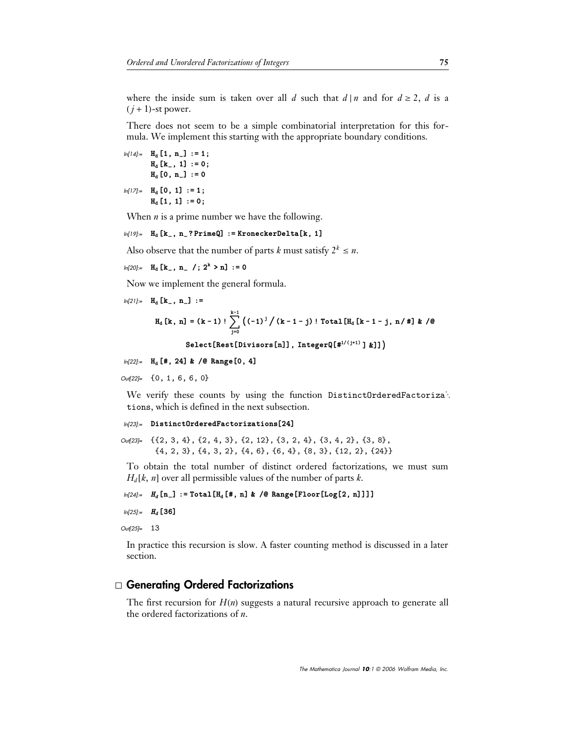where the inside sum is taken over all $d$ such that $d \mid n$ and for $d \geq 2$, $d$ is a $(j+1)$-st power.

There does not seem to be a simple combinatorial interpretation for this formula. We implement this starting with the appropriate boundary conditions.

```
In[14]:= H_d[1, n_] := 1;
         H_d[k_, 1] := 0;
         H_d[0, n_] := 0

In[17]:= H_d[0, 1] := 1;
         H_d[1, 1] := 0;
```

When $n$ is a prime number we have the following.

```
In[19]:= H_d[k_, n_?PrimeQ] := KroneckerDelta[k, 1]
```

Also observe that the number of parts $k$ must satisfy $2^k \leq n$.

```
In[20]:= H_d[k_, n_ /; 2^k > n] := 0
```

Now we implement the general formula.

```
In[21]:= H_d[k_, n_] :=
           H_d[k, n] = (k - 1)! Sum[((-1)^j / (k - 1 - j)! Total[H_d[k - 1 - j, n / #] & /@
               Select[Rest[Divisors[n]], IntegerQ[#^(1/(j+1))] &]]), {j, 0, k - 1}]

In[22]:= H_d[#, 24] & /@ Range[0, 4]

Out[22]= {0, 1, 6, 6, 0}
```

We verify these counts by using the function `DistinctOrderedFactorizations`, which is defined in the next subsection.

```
In[23]:= DistinctOrderedFactorizations[24]

Out[23]= {{2, 3, 4}, {2, 4, 3}, {2, 12}, {3, 2, 4}, {3, 4, 2}, {3, 8},
          {4, 2, 3}, {4, 3, 2}, {4, 6}, {6, 4}, {8, 3}, {12, 2}, {24}}
```

To obtain the total number of distinct ordered factorizations, we must sum $H_d[k, n]$ over all permissible values of the number of parts $k$.

```
In[24]:= H_d[n_] := Total[H_d[#, n] & /@ Range[Floor[Log[2, n]]]]

In[25]:= H_d[36]

Out[25]= 13
```

In practice this recursion is slow. A faster counting method is discussed in a later section.

## □ Generating Ordered Factorizations

The first recursion for $H(n)$ suggests a natural recursive approach to generate all the ordered factorizations of $n$.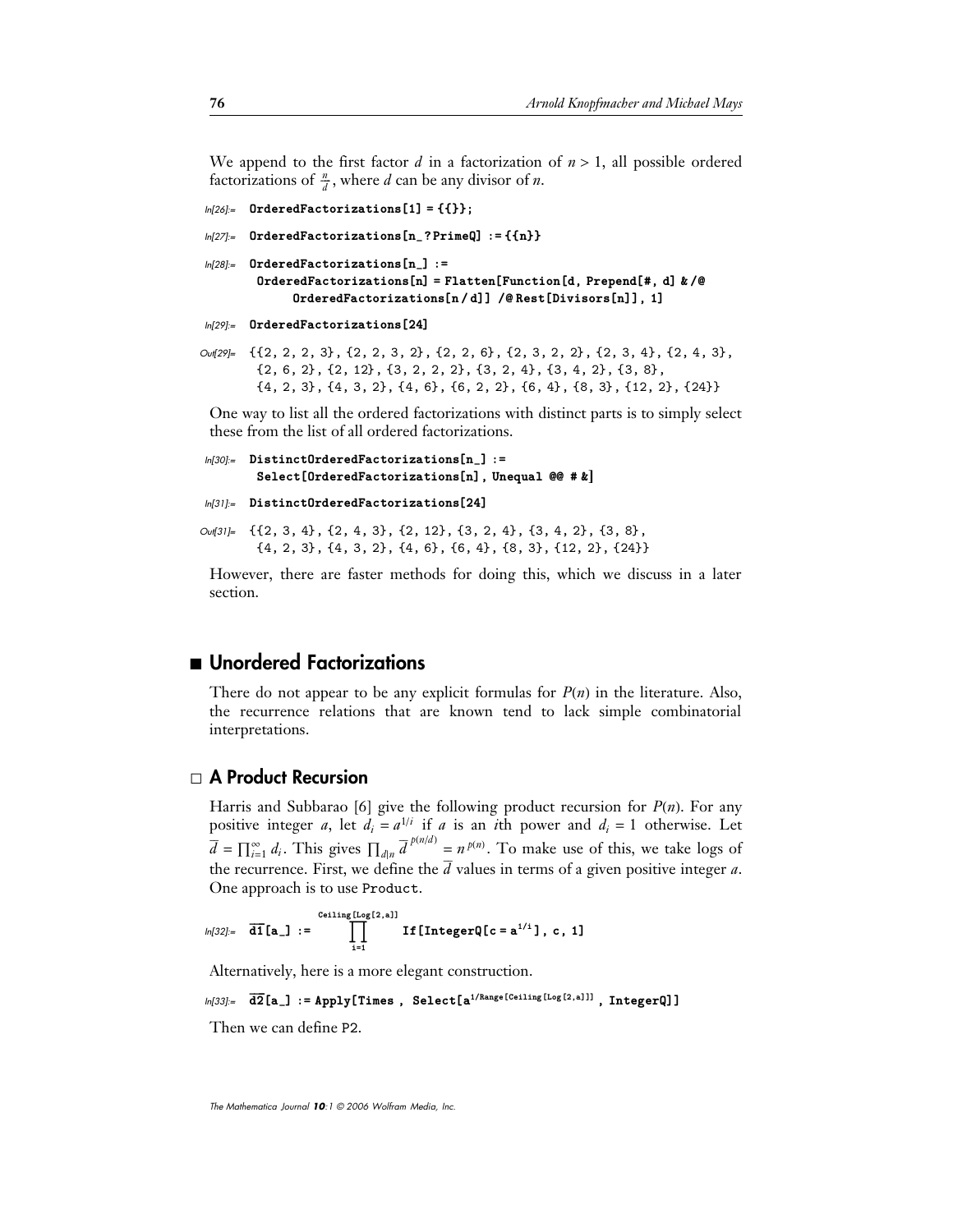We append to the first factor $d$ in a factorization of $n > 1$, all possible ordered factorizations of $\frac{n}{d}$, where $d$ can be any divisor of $n$.

```
In[26]:= OrderedFactorizations[1] = {{}};

In[27]:= OrderedFactorizations[n_?PrimeQ] := {{n}}

In[28]:= OrderedFactorizations[n_] :=
          OrderedFactorizations[n] = Flatten[Function[d, Prepend[#, d] & /@
              OrderedFactorizations[n / d]] /@ Rest[Divisors[n]], 1]

In[29]:= OrderedFactorizations[24]

Out[29]= {{2, 2, 2, 3}, {2, 2, 3, 2}, {2, 2, 6}, {2, 3, 2, 2}, {2, 3, 4}, {2, 4, 3},
          {2, 6, 2}, {2, 12}, {3, 2, 2, 2}, {3, 2, 4}, {3, 4, 2}, {3, 8},
          {4, 2, 3}, {4, 3, 2}, {4, 6}, {6, 2, 2}, {6, 4}, {8, 3}, {12, 2}, {24}}
```

One way to list all the ordered factorizations with distinct parts is to simply select these from the list of all ordered factorizations.

```
In[30]:= DistinctOrderedFactorizations[n_] :=
          Select[OrderedFactorizations[n], Unequal @@ # &]

In[31]:= DistinctOrderedFactorizations[24]

Out[31]= {{2, 3, 4}, {2, 4, 3}, {2, 12}, {3, 2, 4}, {3, 4, 2}, {3, 8},
          {4, 2, 3}, {4, 3, 2}, {4, 6}, {6, 4}, {8, 3}, {12, 2}, {24}}
```

However, there are faster methods for doing this, which we discuss in a later section.

## Unordered Factorizations

There do not appear to be any explicit formulas for $P(n)$ in the literature. Also, the recurrence relations that are known tend to lack simple combinatorial interpretations.

### A Product Recursion

Harris and Subbarao [6] give the following product recursion for $P(n)$. For any positive integer $a$, let $d_i = a^{1/i}$ if $a$ is an $i$th power and $d_i = 1$ otherwise. Let $\overline{d} = \prod_{i=1}^{\infty} d_i$. This gives $\prod_{d|n} \overline{d}^{\,p(n/d)} = n^{p(n)}$. To make use of this, we take logs of the recurrence. First, we define the $\overline{d}$ values in terms of a given positive integer $a$. One approach is to use `Product`.

```
In[32]:= d1[a_] := Product[If[IntegerQ[c = a^(1/i)], c, 1], {i, 1, Ceiling[Log[2,a]]}]
```

Alternatively, here is a more elegant construction.

```
In[33]:= d2[a_] := Apply[Times , Select[a^(1/Range[Ceiling[Log[2,a]]]) , IntegerQ]]
```

Then we can define `P2`.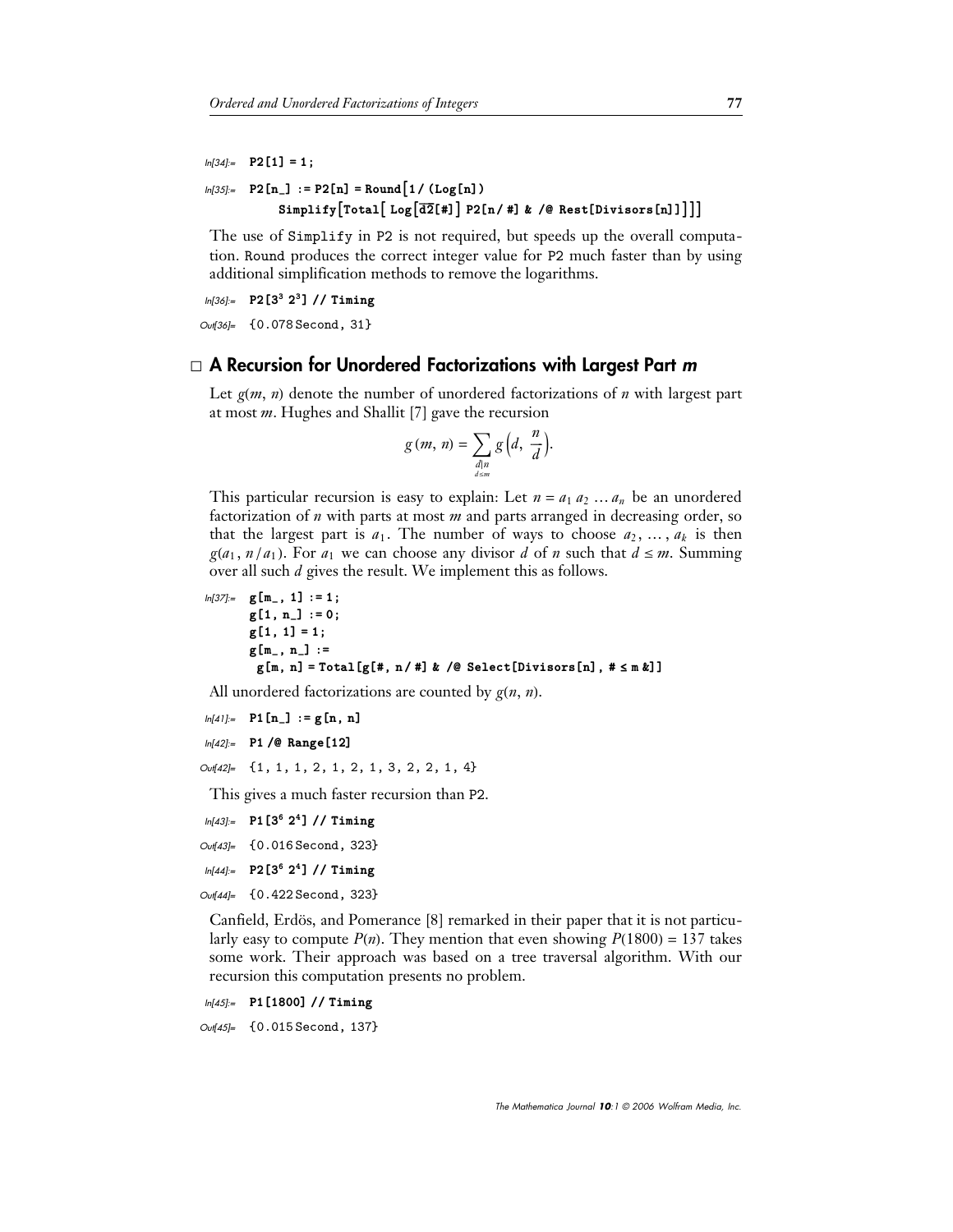```
In[34]:= P2[1] = 1;

In[35]:= P2[n_] := P2[n] = Round[1/(Log[n])
           Simplify[Total[ Log[d2[#]] P2[n/#] & /@ Rest[Divisors[n]]]]]
```

The use of Simplify in P2 is not required, but speeds up the overall computation. Round produces the correct integer value for P2 much faster than by using additional simplification methods to remove the logarithms.

```
In[36]:= P2[3^3 2^3] // Timing

Out[36]= {0.078 Second, 31}
```

## □ A Recursion for Unordered Factorizations with Largest Part *m*

Let $g(m, n)$ denote the number of unordered factorizations of $n$ with largest part at most $m$. Hughes and Shallit [7] gave the recursion

$$g(m, n) = \sum_{\substack{d|n \\ d \leq m}} g\left(d, \frac{n}{d}\right).$$

This particular recursion is easy to explain: Let $n = a_1 a_2 \ldots a_n$ be an unordered factorization of $n$ with parts at most $m$ and parts arranged in decreasing order, so that the largest part is $a_1$. The number of ways to choose $a_2, \ldots, a_k$ is then $g(a_1, n/a_1)$. For $a_1$ we can choose any divisor $d$ of $n$ such that $d \leq m$. Summing over all such $d$ gives the result. We implement this as follows.

```
In[37]:= g[m_, 1] := 1;
         g[1, n_] := 0;
         g[1, 1] = 1;
         g[m_, n_] :=
          g[m, n] = Total[g[#, n/#] & /@ Select[Divisors[n], # ≤ m &]]
```

All unordered factorizations are counted by $g(n, n)$.

```
In[41]:= P1[n_] := g[n, n]

In[42]:= P1 /@ Range[12]

Out[42]= {1, 1, 1, 2, 1, 2, 1, 3, 2, 2, 1, 4}
```

This gives a much faster recursion than P2.

```
In[43]:= P1[3^6 2^4] // Timing

Out[43]= {0.016 Second, 323}

In[44]:= P2[3^6 2^4] // Timing

Out[44]= {0.422 Second, 323}
```

Canfield, Erdös, and Pomerance [8] remarked in their paper that it is not particularly easy to compute $P(n)$. They mention that even showing $P(1800) = 137$ takes some work. Their approach was based on a tree traversal algorithm. With our recursion this computation presents no problem.

```
In[45]:= P1[1800] // Timing

Out[45]= {0.015 Second, 137}
```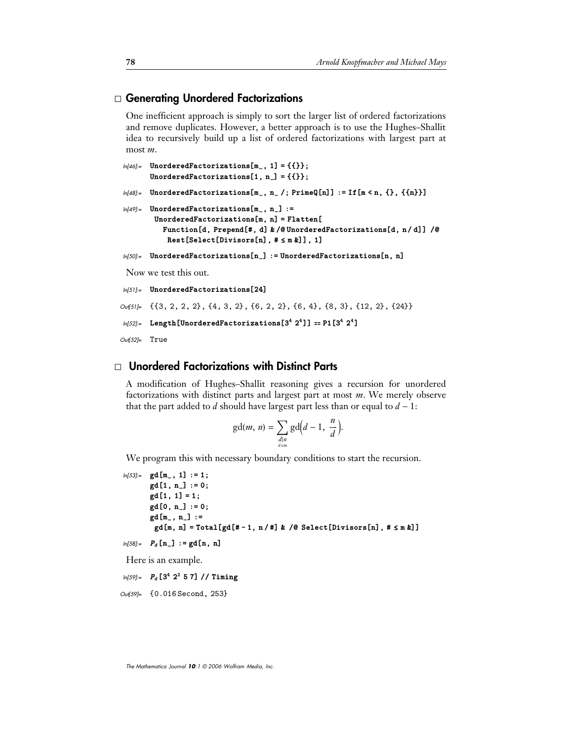## Generating Unordered Factorizations

One inefficient approach is simply to sort the larger list of ordered factorizations and remove duplicates. However, a better approach is to use the Hughes–Shallit idea to recursively build up a list of ordered factorizations with largest part at most $m$.

```
In[46]:= UnorderedFactorizations[m_, 1] = {{}};
         UnorderedFactorizations[1, n_] = {{}};

In[48]:= UnorderedFactorizations[m_, n_ /; PrimeQ[n]] := If[m < n, {}, {{n}}]

In[49]:= UnorderedFactorizations[m_, n_] :=
          UnorderedFactorizations[m, n] = Flatten[
            Function[d, Prepend[#, d] & /@ UnorderedFactorizations[d, n / d]] /@
             Rest[Select[Divisors[n], # ≤ m &]], 1]

In[50]:= UnorderedFactorizations[n_] := UnorderedFactorizations[n, n]
```

Now we test this out.

```
In[51]:= UnorderedFactorizations[24]

Out[51]= {{3, 2, 2, 2}, {4, 3, 2}, {6, 2, 2}, {6, 4}, {8, 3}, {12, 2}, {24}}

In[52]:= Length[UnorderedFactorizations[3^4 2^4]] == P1[3^4 2^4]

Out[52]= True
```

## Unordered Factorizations with Distinct Parts

A modification of Hughes–Shallit reasoning gives a recursion for unordered factorizations with distinct parts and largest part at most $m$. We merely observe that the part added to $d$ should have largest part less than or equal to $d - 1$:

$$\operatorname{gd}(m, n) = \sum_{\substack{d \mid n \\ d \leq m}} \operatorname{gd}\left(d - 1, \frac{n}{d}\right).$$

We program this with necessary boundary conditions to start the recursion.

```
In[53]:= gd[m_, 1] := 1;
         gd[1, n_] := 0;
         gd[1, 1] = 1;
         gd[0, n_] := 0;
         gd[m_, n_] :=
          gd[m, n] = Total[gd[# - 1, n / #] & /@ Select[Divisors[n], # ≤ m &]]

In[58]:= P_d[n_] := gd[n, n]
```

Here is an example.

```
In[59]:= P_d[3^4 2^2 5 7] // Timing

Out[59]= {0.016 Second, 253}
```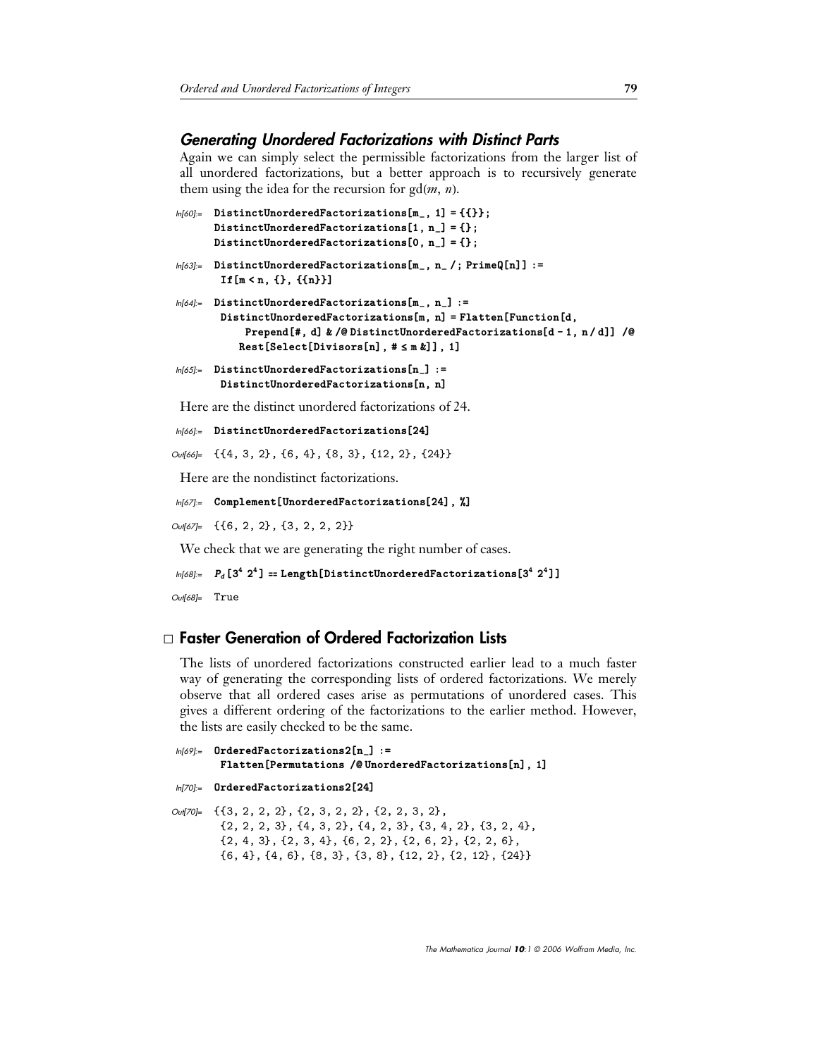### Generating Unordered Factorizations with Distinct Parts

Again we can simply select the permissible factorizations from the larger list of all unordered factorizations, but a better approach is to recursively generate them using the idea for the recursion for gd($m$, $n$).

```
In[60]:= DistinctUnorderedFactorizations[m_, 1] = {{}};
         DistinctUnorderedFactorizations[1, n_] = {};
         DistinctUnorderedFactorizations[0, n_] = {};
```

```
In[63]:= DistinctUnorderedFactorizations[m_, n_ /; PrimeQ[n]] :=
          If[m < n, {}, {{n}}]
```

```
In[64]:= DistinctUnorderedFactorizations[m_, n_] :=
          DistinctUnorderedFactorizations[m, n] = Flatten[Function[d,
              Prepend[#, d] & /@ DistinctUnorderedFactorizations[d - 1, n / d]] /@
            Rest[Select[Divisors[n], # ≤ m &]], 1]
```

```
In[65]:= DistinctUnorderedFactorizations[n_] :=
          DistinctUnorderedFactorizations[n, n]
```

Here are the distinct unordered factorizations of 24.

```
In[66]:= DistinctUnorderedFactorizations[24]

Out[66]= {{4, 3, 2}, {6, 4}, {8, 3}, {12, 2}, {24}}
```

Here are the nondistinct factorizations.

```
In[67]:= Complement[UnorderedFactorizations[24], %]

Out[67]= {{6, 2, 2}, {3, 2, 2, 2}}
```

We check that we are generating the right number of cases.

```
In[68]:= Pd[3^4 2^4] == Length[DistinctUnorderedFactorizations[3^4 2^4]]

Out[68]= True
```

## □ Faster Generation of Ordered Factorization Lists

The lists of unordered factorizations constructed earlier lead to a much faster way of generating the corresponding lists of ordered factorizations. We merely observe that all ordered cases arise as permutations of unordered cases. This gives a different ordering of the factorizations to the earlier method. However, the lists are easily checked to be the same.

```
In[69]:= OrderedFactorizations2[n_] :=
          Flatten[Permutations /@ UnorderedFactorizations[n], 1]
```

```
In[70]:= OrderedFactorizations2[24]

Out[70]= {{3, 2, 2, 2}, {2, 3, 2, 2}, {2, 2, 3, 2},
          {2, 2, 2, 3}, {4, 3, 2}, {4, 2, 3}, {3, 4, 2}, {3, 2, 4},
          {2, 4, 3}, {2, 3, 4}, {6, 2, 2}, {2, 6, 2}, {2, 2, 6},
          {6, 4}, {4, 6}, {8, 3}, {3, 8}, {12, 2}, {2, 12}, {24}}
```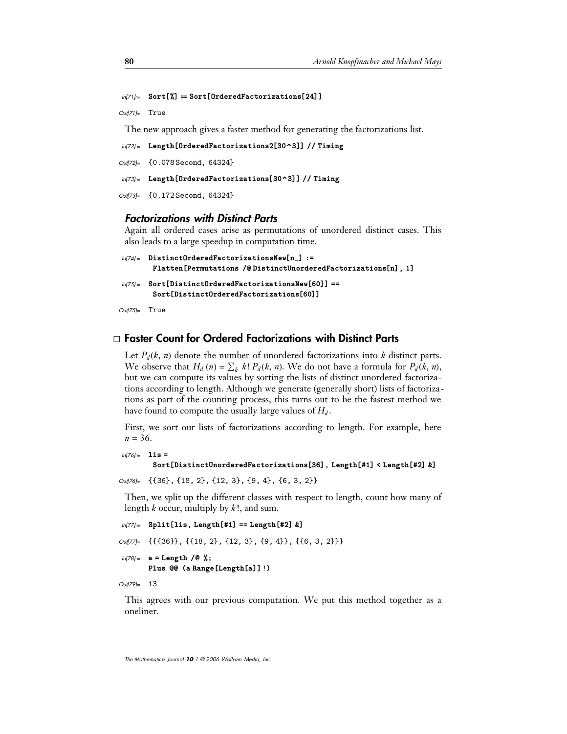```
In[71]:= Sort[%] == Sort[OrderedFactorizations[24]]

Out[71]= True
```

The new approach gives a faster method for generating the factorizations list.

```
In[72]:= Length[OrderedFactorizations2[30^3]] // Timing

Out[72]= {0.078 Second, 64324}

In[73]:= Length[OrderedFactorizations[30^3]] // Timing

Out[73]= {0.172 Second, 64324}
```

### *Factorizations with Distinct Parts*

Again all ordered cases arise as permutations of unordered distinct cases. This also leads to a large speedup in computation time.

```
In[74]:= DistinctOrderedFactorizationsNew[n_] :=
          Flatten[Permutations /@ DistinctUnorderedFactorizations[n], 1]

In[75]:= Sort[DistinctOrderedFactorizationsNew[60]] ==
          Sort[DistinctOrderedFactorizations[60]]

Out[75]= True
```

## □ Faster Count for Ordered Factorizations with Distinct Parts

Let $P_d(k, n)$ denote the number of unordered factorizations into $k$ distinct parts. We observe that $H_d(n) = \sum_k k!\, P_d(k, n)$. We do not have a formula for $P_d(k, n)$, but we can compute its values by sorting the lists of distinct unordered factorizations according to length. Although we generate (generally short) lists of factorizations as part of the counting process, this turns out to be the fastest method we have found to compute the usually large values of $H_d$.

First, we sort our lists of factorizations according to length. For example, here $n = 36$.

```
In[76]:= lis =
          Sort[DistinctUnorderedFactorizations[36], Length[#1] < Length[#2] &]

Out[76]= {{36}, {18, 2}, {12, 3}, {9, 4}, {6, 3, 2}}
```

Then, we split up the different classes with respect to length, count how many of length $k$ occur, multiply by $k!$, and sum.

```
In[77]:= Split[lis, Length[#1] == Length[#2] &]

Out[77]= {{{36}}, {{18, 2}, {12, 3}, {9, 4}}, {{6, 3, 2}}}

In[78]:= a = Length /@ %;
         Plus @@ (a Range[Length[a]]!)

Out[79]= 13
```

This agrees with our previous computation. We put this method together as a oneliner.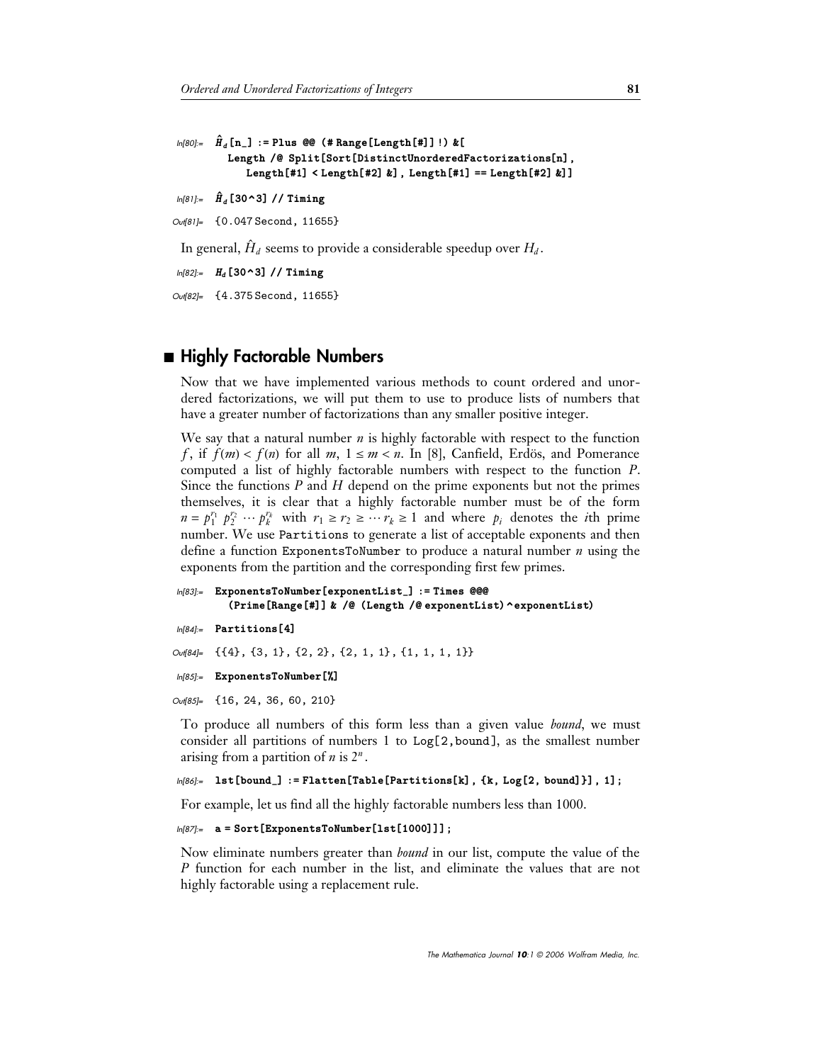```
In[80]:= Ĥd[n_] := Plus @@ (# Range[Length[#]] !) &[
           Length /@ Split[Sort[DistinctUnorderedFactorizations[n],
              Length[#1] < Length[#2] &], Length[#1] == Length[#2] &]]
```

```
In[81]:= Ĥd[30^3] // Timing

Out[81]= {0.047 Second, 11655}
```

In general, $\hat{H}_d$ seems to provide a considerable speedup over $H_d$.

```
In[82]:= Hd[30^3] // Timing

Out[82]= {4.375 Second, 11655}
```

## Highly Factorable Numbers

Now that we have implemented various methods to count ordered and unordered factorizations, we will put them to use to produce lists of numbers that have a greater number of factorizations than any smaller positive integer.

We say that a natural number $n$ is highly factorable with respect to the function $f$, if $f(m) < f(n)$ for all $m$, $1 \leq m < n$. In [8], Canfield, Erdös, and Pomerance computed a list of highly factorable numbers with respect to the function $P$. Since the functions $P$ and $H$ depend on the prime exponents but not the primes themselves, it is clear that a highly factorable number must be of the form $n = p_1^{r_1} \, p_2^{r_2} \, \cdots \, p_k^{r_k}$ with $r_1 \geq r_2 \geq \cdots r_k \geq 1$ and where $p_i$ denotes the $i$th prime number. We use Partitions to generate a list of acceptable exponents and then define a function ExponentsToNumber to produce a natural number $n$ using the exponents from the partition and the corresponding first few primes.

```
In[83]:= ExponentsToNumber[exponentList_] := Times @@@
           (Prime[Range[#]] & /@ (Length /@ exponentList)^exponentList)
```

```
In[84]:= Partitions[4]

Out[84]= {{4}, {3, 1}, {2, 2}, {2, 1, 1}, {1, 1, 1, 1}}
```

```
In[85]:= ExponentsToNumber[%]

Out[85]= {16, 24, 36, 60, 210}
```

To produce all numbers of this form less than a given value *bound*, we must consider all partitions of numbers 1 to Log[2,bound], as the smallest number arising from a partition of $n$ is $2^n$.

```
In[86]:= lst[bound_] := Flatten[Table[Partitions[k], {k, Log[2, bound]}], 1];
```

For example, let us find all the highly factorable numbers less than 1000.

```
In[87]:= a = Sort[ExponentsToNumber[lst[1000]]];
```

Now eliminate numbers greater than *bound* in our list, compute the value of the $P$ function for each number in the list, and eliminate the values that are not highly factorable using a replacement rule.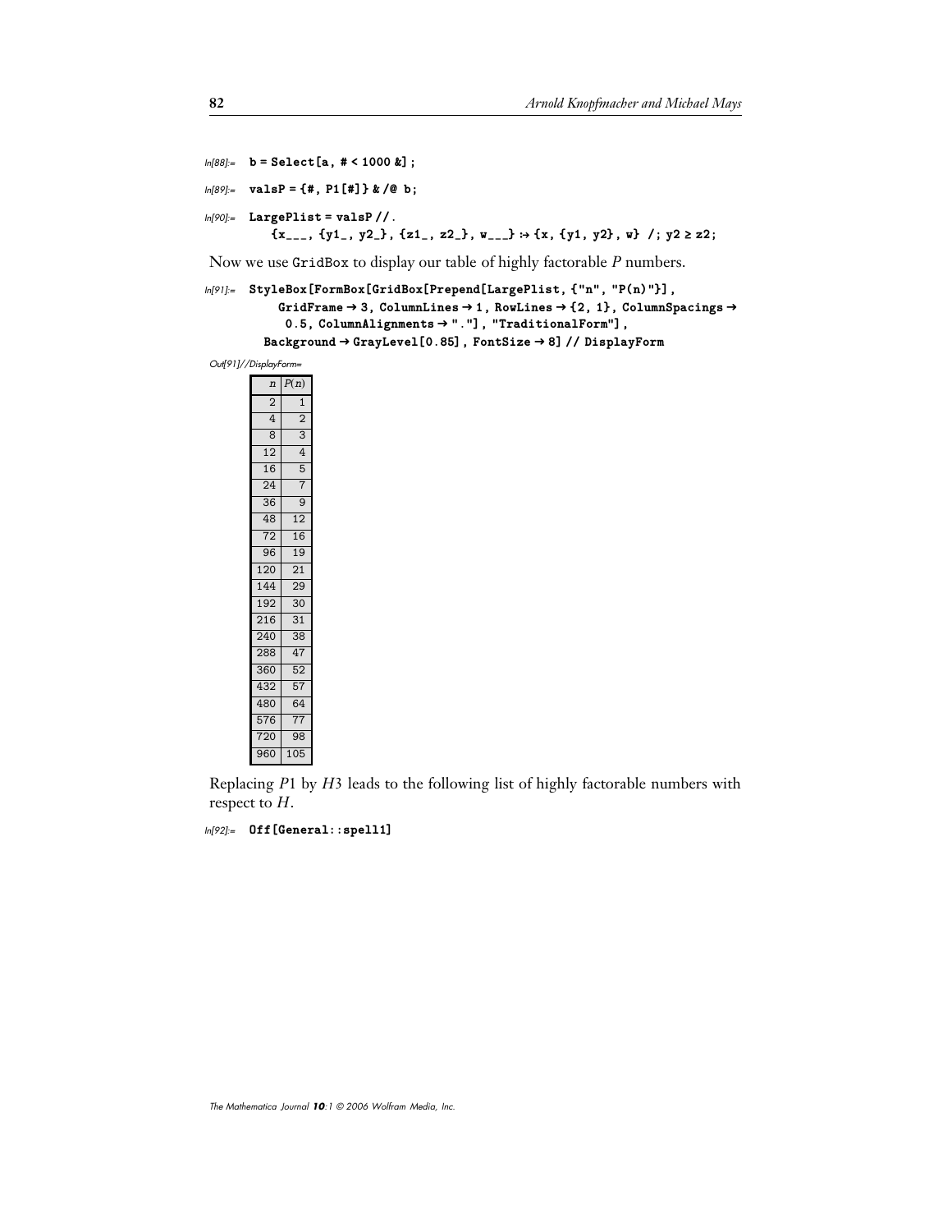```
In[88]:= b = Select[a, # < 1000 &];

In[89]:= valsP = {#, P1[#]} & /@ b;

In[90]:= LargePlist = valsP //.
           {x___, {y1_, y2_}, {z1_, z2_}, w___} :→ {x, {y1, y2}, w} /; y2 ≥ z2;
```

Now we use GridBox to display our table of highly factorable $P$ numbers.

```
In[91]:= StyleBox[FormBox[GridBox[Prepend[LargePlist, {"n", "P(n)"}],
           GridFrame → 3, ColumnLines → 1, RowLines → {2, 1}, ColumnSpacings →
           0.5, ColumnAlignments → "."], "TraditionalForm"],
         Background → GrayLevel[0.85], FontSize → 8] // DisplayForm
```

Out[91]//DisplayForm=

| $n$ | $P(n)$ |
|---|---|
| 2 | 1 |
| 4 | 2 |
| 8 | 3 |
| 12 | 4 |
| 16 | 5 |
| 24 | 7 |
| 36 | 9 |
| 48 | 12 |
| 72 | 16 |
| 96 | 19 |
| 120 | 21 |
| 144 | 29 |
| 192 | 30 |
| 216 | 31 |
| 240 | 38 |
| 288 | 47 |
| 360 | 52 |
| 432 | 57 |
| 480 | 64 |
| 576 | 77 |
| 720 | 98 |
| 960 | 105 |

Replacing $P1$ by $H3$ leads to the following list of highly factorable numbers with respect to $H$.

```
In[92]:= Off[General::spell1]
```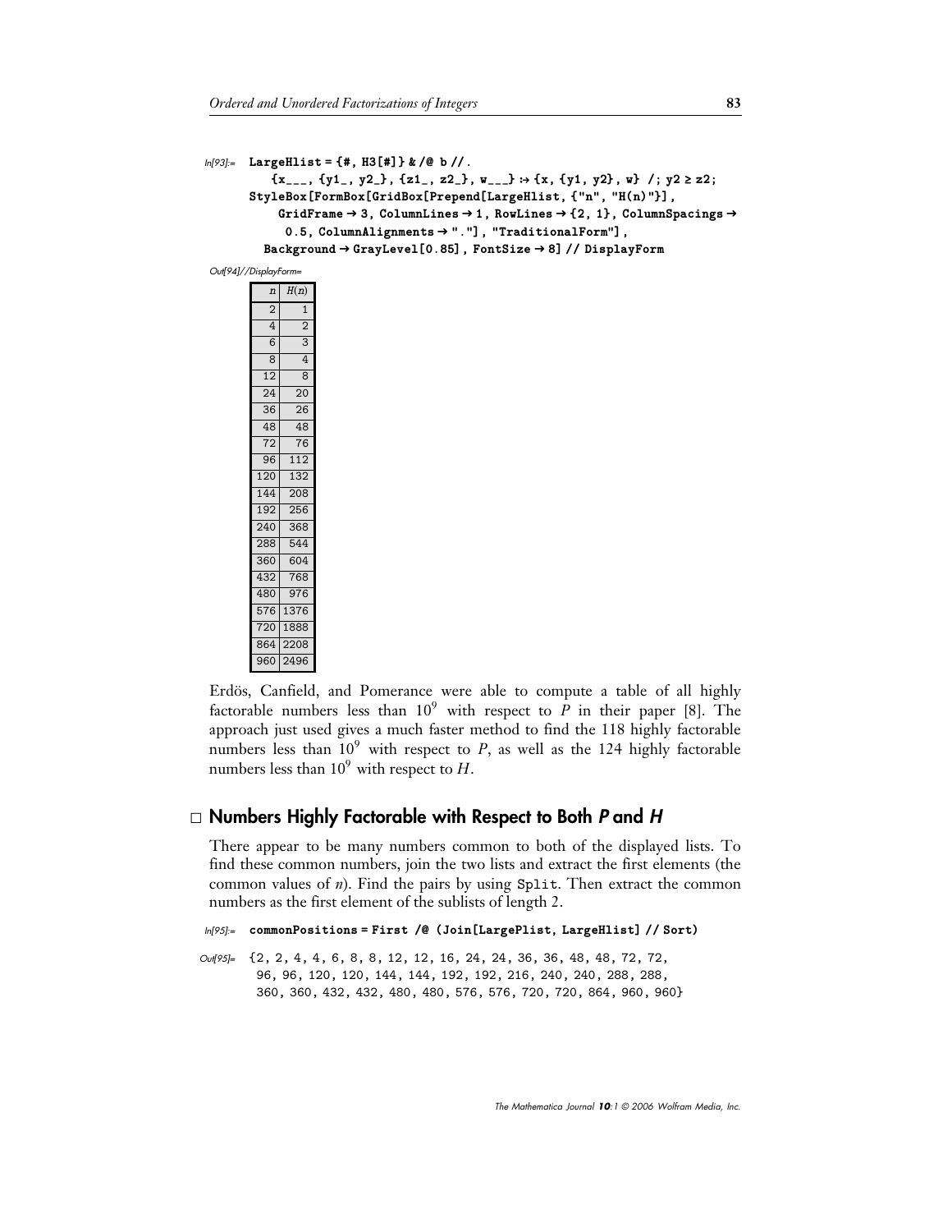```
In[93]:= LargeHlist = {#, H3[#]} & /@ b //.
           {x___, {y1_, y2_}, {z1_, z2_}, w___} :→ {x, {y1, y2}, w} /; y2 ≥ z2;
         StyleBox[FormBox[GridBox[Prepend[LargeHlist, {"n", "H(n)"}],
             GridFrame → 3, ColumnLines → 1, RowLines → {2, 1}, ColumnSpacings →
              0.5, ColumnAlignments → "."], "TraditionalForm"],
           Background → GrayLevel[0.85], FontSize → 8] // DisplayForm
```

Out[94]//DisplayForm=

| $n$ | $H(n)$ |
|---|---|
| 2 | 1 |
| 4 | 2 |
| 6 | 3 |
| 8 | 4 |
| 12 | 8 |
| 24 | 20 |
| 36 | 26 |
| 48 | 48 |
| 72 | 76 |
| 96 | 112 |
| 120 | 132 |
| 144 | 208 |
| 192 | 256 |
| 240 | 368 |
| 288 | 544 |
| 360 | 604 |
| 432 | 768 |
| 480 | 976 |
| 576 | 1376 |
| 720 | 1888 |
| 864 | 2208 |
| 960 | 2496 |

Erdös, Canfield, and Pomerance were able to compute a table of all highly factorable numbers less than $10^9$ with respect to $P$ in their paper [8]. The approach just used gives a much faster method to find the 118 highly factorable numbers less than $10^9$ with respect to $P$, as well as the 124 highly factorable numbers less than $10^9$ with respect to $H$.

## □ Numbers Highly Factorable with Respect to Both *P* and *H*

There appear to be many numbers common to both of the displayed lists. To find these common numbers, join the two lists and extract the first elements (the common values of $n$). Find the pairs by using `Split`. Then extract the common numbers as the first element of the sublists of length 2.

```
In[95]:= commonPositions = First /@ (Join[LargePlist, LargeHlist] // Sort)

Out[95]= {2, 2, 4, 4, 6, 8, 8, 12, 12, 16, 24, 24, 36, 36, 48, 48, 72, 72,
          96, 96, 120, 120, 144, 144, 192, 192, 216, 240, 240, 288, 288,
          360, 360, 432, 432, 480, 480, 576, 576, 720, 720, 864, 960, 960}
```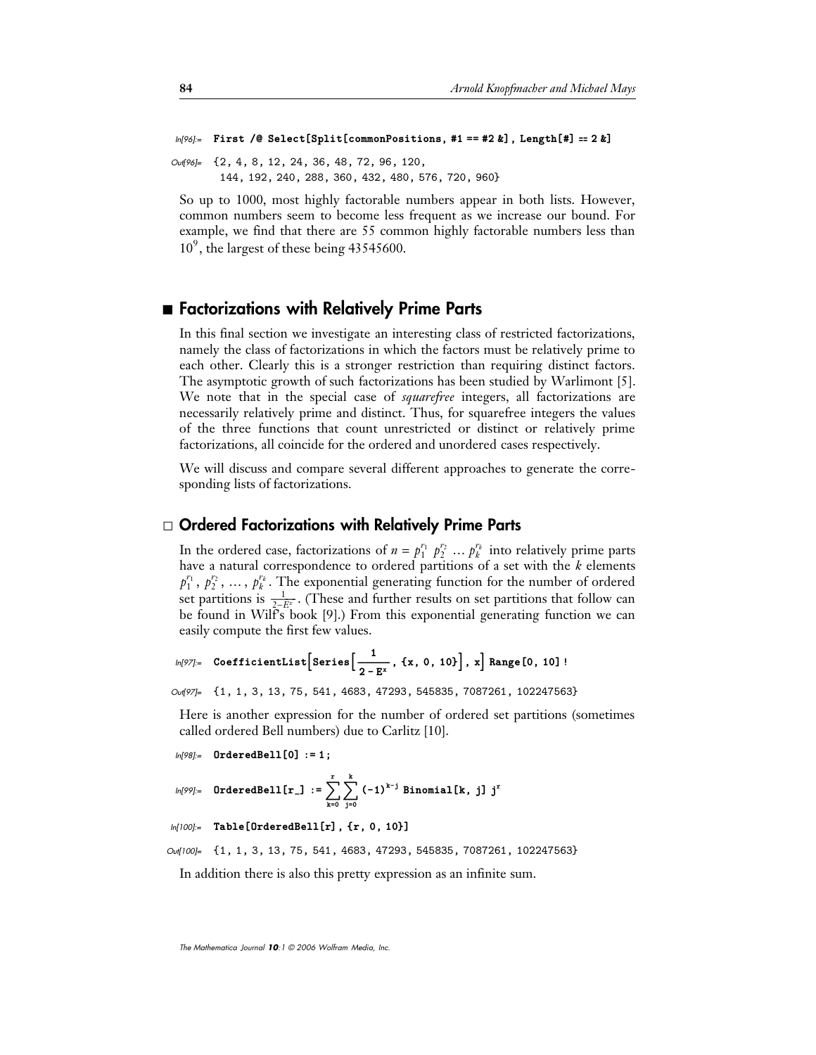```
In[96]:= First /@ Select[Split[commonPositions, #1 == #2 &], Length[#] == 2 &]

Out[96]= {2, 4, 8, 12, 24, 36, 48, 72, 96, 120,
         144, 192, 240, 288, 360, 432, 480, 576, 720, 960}
```

So up to 1000, most highly factorable numbers appear in both lists. However, common numbers seem to become less frequent as we increase our bound. For example, we find that there are 55 common highly factorable numbers less than $10^9$, the largest of these being 43545600.

## ■ Factorizations with Relatively Prime Parts

In this final section we investigate an interesting class of restricted factorizations, namely the class of factorizations in which the factors must be relatively prime to each other. Clearly this is a stronger restriction than requiring distinct factors. The asymptotic growth of such factorizations has been studied by Warlimont [5]. We note that in the special case of *squarefree* integers, all factorizations are necessarily relatively prime and distinct. Thus, for squarefree integers the values of the three functions that count unrestricted or distinct or relatively prime factorizations, all coincide for the ordered and unordered cases respectively.

We will discuss and compare several different approaches to generate the corresponding lists of factorizations.

### □ Ordered Factorizations with Relatively Prime Parts

In the ordered case, factorizations of $n = p_1^{r_1} \, p_2^{r_2} \, \ldots \, p_k^{r_k}$ into relatively prime parts have a natural correspondence to ordered partitions of a set with the $k$ elements $p_1^{r_1}, \, p_2^{r_2}, \, \ldots, \, p_k^{r_k}$. The exponential generating function for the number of ordered set partitions is $\frac{1}{2-E^x}$. (These and further results on set partitions that follow can be found in Wilf's book [9].) From this exponential generating function we can easily compute the first few values.

```
In[97]:= CoefficientList[Series[1/(2 - E^x), {x, 0, 10}], x] Range[0, 10]!

Out[97]= {1, 1, 3, 13, 75, 541, 4683, 47293, 545835, 7087261, 102247563}
```

Here is another expression for the number of ordered set partitions (sometimes called ordered Bell numbers) due to Carlitz [10].

```
In[98]:= OrderedBell[0] := 1;

In[99]:= OrderedBell[r_] := Sum[Sum[(-1)^(k-j) Binomial[k, j] j^r, {j, 0, k}], {k, 0, r}]

In[100]:= Table[OrderedBell[r], {r, 0, 10}]

Out[100]= {1, 1, 3, 13, 75, 541, 4683, 47293, 545835, 7087261, 102247563}
```

In addition there is also this pretty expression as an infinite sum.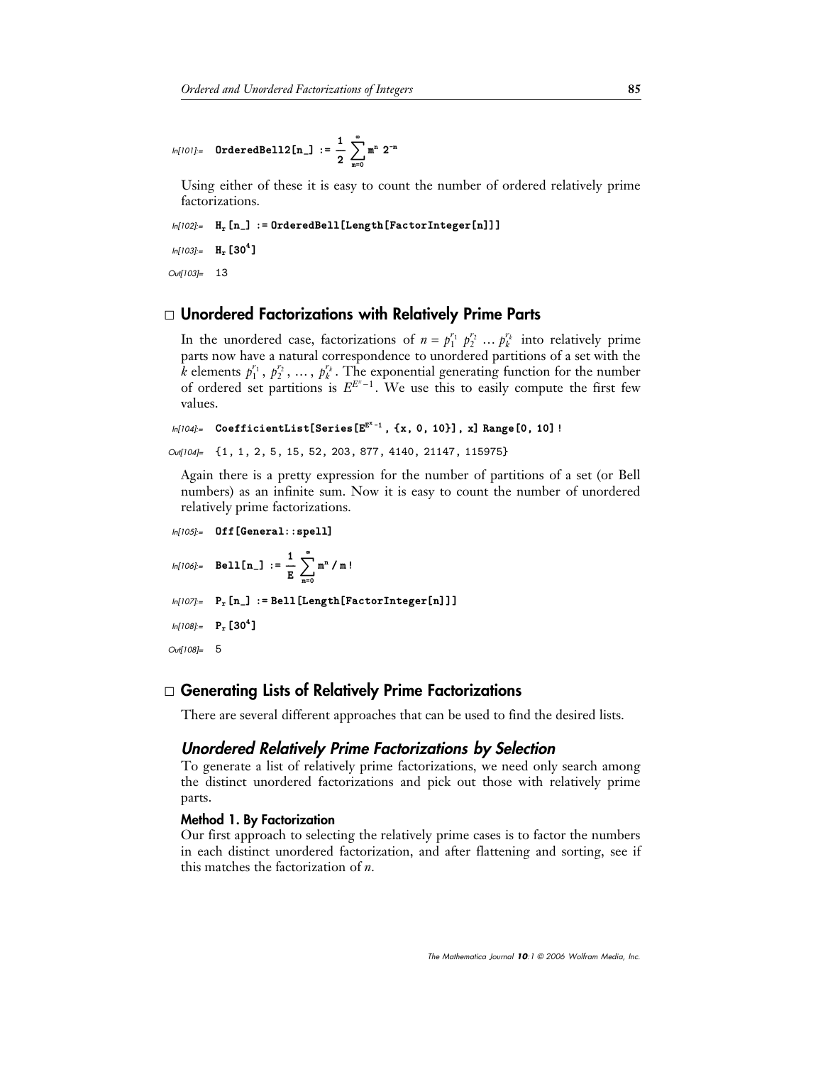```
In[101]:= OrderedBell2[n_] := 1/2 Sum[m^n 2^-m, {m, 0, ∞}]
```

Using either of these it is easy to count the number of ordered relatively prime factorizations.

```
In[102]:= H_r[n_] := OrderedBell[Length[FactorInteger[n]]]

In[103]:= H_r[30^4]

Out[103]= 13
```

## □ Unordered Factorizations with Relatively Prime Parts

In the unordered case, factorizations of $n = p_1^{r_1} \, p_2^{r_2} \, \ldots \, p_k^{r_k}$ into relatively prime parts now have a natural correspondence to unordered partitions of a set with the $k$ elements $p_1^{r_1}, \, p_2^{r_2}, \, \ldots, \, p_k^{r_k}$. The exponential generating function for the number of ordered set partitions is $E^{E^x - 1}$. We use this to easily compute the first few values.

```
In[104]:= CoefficientList[Series[E^(E^x - 1), {x, 0, 10}], x] Range[0, 10]!

Out[104]= {1, 1, 2, 5, 15, 52, 203, 877, 4140, 21147, 115975}
```

Again there is a pretty expression for the number of partitions of a set (or Bell numbers) as an infinite sum. Now it is easy to count the number of unordered relatively prime factorizations.

```
In[105]:= Off[General::spell]

In[106]:= Bell[n_] := 1/E Sum[m^n / m!, {m, 0, ∞}]

In[107]:= P_r[n_] := Bell[Length[FactorInteger[n]]]

In[108]:= P_r[30^4]

Out[108]= 5
```

## □ Generating Lists of Relatively Prime Factorizations

There are several different approaches that can be used to find the desired lists.

### *Unordered Relatively Prime Factorizations by Selection*

To generate a list of relatively prime factorizations, we need only search among the distinct unordered factorizations and pick out those with relatively prime parts.

#### Method 1. By Factorization

Our first approach to selecting the relatively prime cases is to factor the numbers in each distinct unordered factorization, and after flattening and sorting, see if this matches the factorization of *n*.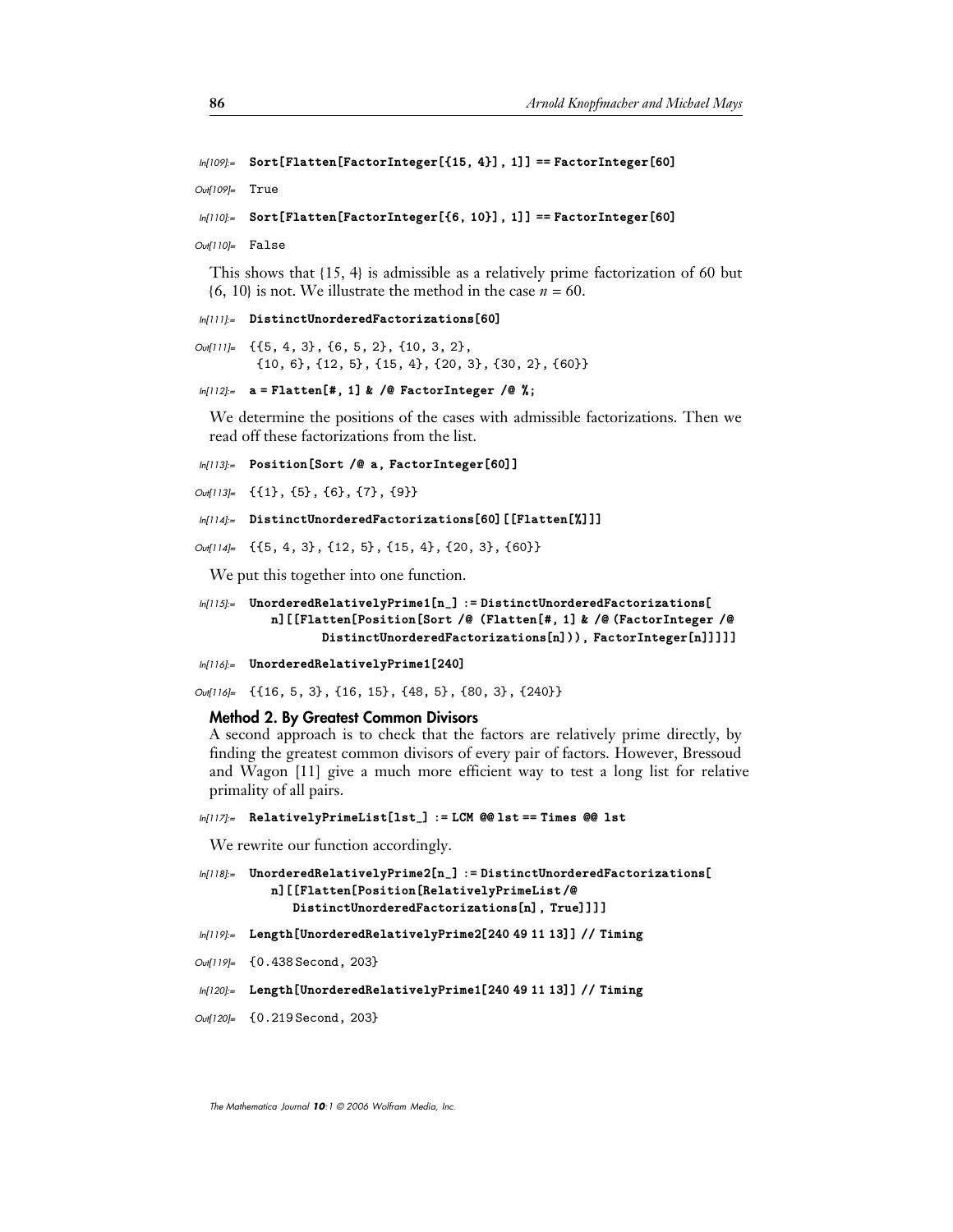```
In[109]:= Sort[Flatten[FactorInteger[{15, 4}], 1]] == FactorInteger[60]

Out[109]= True

In[110]:= Sort[Flatten[FactorInteger[{6, 10}], 1]] == FactorInteger[60]

Out[110]= False
```

This shows that {15, 4} is admissible as a relatively prime factorization of 60 but {6, 10} is not. We illustrate the method in the case $n = 60$.

```
In[111]:= DistinctUnorderedFactorizations[60]

Out[111]= {{5, 4, 3}, {6, 5, 2}, {10, 3, 2},
           {10, 6}, {12, 5}, {15, 4}, {20, 3}, {30, 2}, {60}}

In[112]:= a = Flatten[#, 1] & /@ FactorInteger /@ %;
```

We determine the positions of the cases with admissible factorizations. Then we read off these factorizations from the list.

```
In[113]:= Position[Sort /@ a, FactorInteger[60]]

Out[113]= {{1}, {5}, {6}, {7}, {9}}

In[114]:= DistinctUnorderedFactorizations[60][[Flatten[%]]]

Out[114]= {{5, 4, 3}, {12, 5}, {15, 4}, {20, 3}, {60}}
```

We put this together into one function.

```
In[115]:= UnorderedRelativelyPrime1[n_] := DistinctUnorderedFactorizations[
            n][[Flatten[Position[Sort /@ (Flatten[#, 1] & /@ (FactorInteger /@
                DistinctUnorderedFactorizations[n])), FactorInteger[n]]]]]

In[116]:= UnorderedRelativelyPrime1[240]

Out[116]= {{16, 5, 3}, {16, 15}, {48, 5}, {80, 3}, {240}}
```

### Method 2. By Greatest Common Divisors

A second approach is to check that the factors are relatively prime directly, by finding the greatest common divisors of every pair of factors. However, Bressoud and Wagon [11] give a much more efficient way to test a long list for relative primality of all pairs.

```
In[117]:= RelativelyPrimeList[lst_] := LCM @@ lst == Times @@ lst
```

We rewrite our function accordingly.

```
In[118]:= UnorderedRelativelyPrime2[n_] := DistinctUnorderedFactorizations[
            n][[Flatten[Position[RelativelyPrimeList /@
               DistinctUnorderedFactorizations[n], True]]]]

In[119]:= Length[UnorderedRelativelyPrime2[240 49 11 13]] // Timing

Out[119]= {0.438 Second, 203}

In[120]:= Length[UnorderedRelativelyPrime1[240 49 11 13]] // Timing

Out[120]= {0.219 Second, 203}
```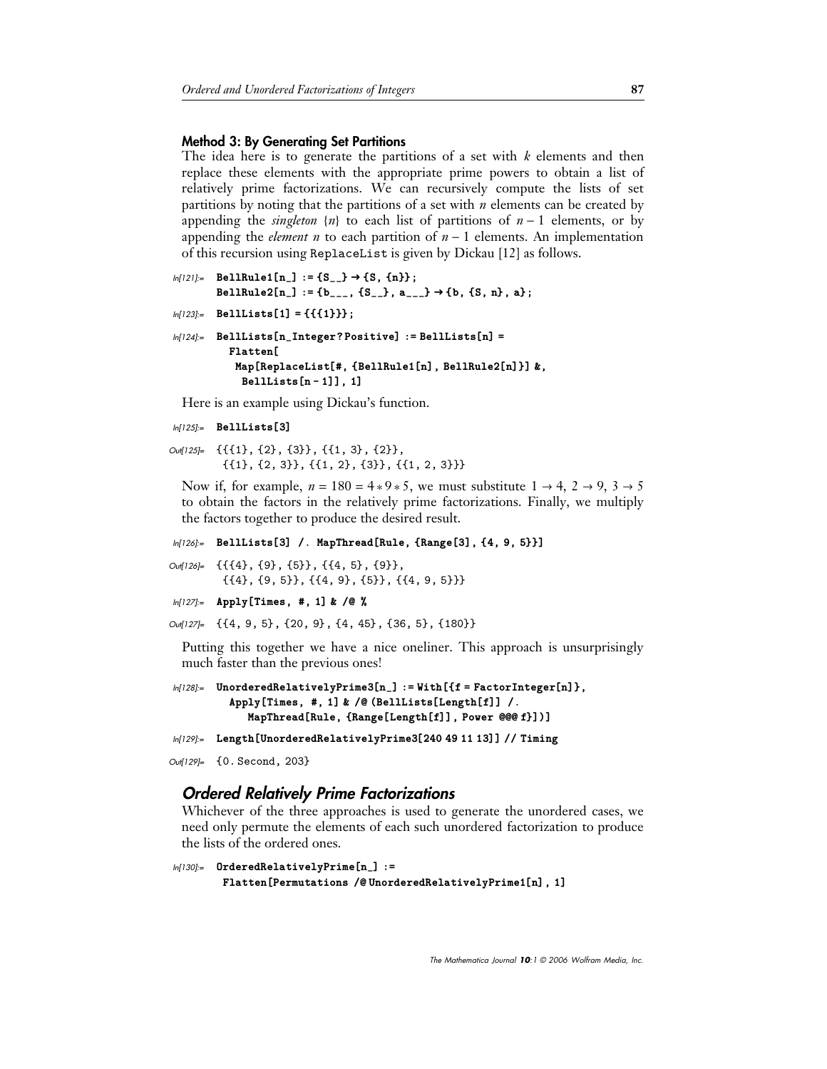### Method 3: By Generating Set Partitions

The idea here is to generate the partitions of a set with $k$ elements and then replace these elements with the appropriate prime powers to obtain a list of relatively prime factorizations. We can recursively compute the lists of set partitions by noting that the partitions of a set with $n$ elements can be created by appending the *singleton* $\{n\}$ to each list of partitions of $n-1$ elements, or by appending the *element n* to each partition of $n-1$ elements. An implementation of this recursion using ReplaceList is given by Dickau [12] as follows.

```
In[121]:= BellRule1[n_] := {S__} → {S, {n}};
          BellRule2[n_] := {b___, {S__}, a___} → {b, {S, n}, a};

In[123]:= BellLists[1] = {{{1}}};

In[124]:= BellLists[n_Integer?Positive] := BellLists[n] =
            Flatten[
             Map[ReplaceList[#, {BellRule1[n], BellRule2[n]}] &,
              BellLists[n - 1]], 1]
```

Here is an example using Dickau's function.

```
In[125]:= BellLists[3]

Out[125]= {{{1}, {2}, {3}}, {{1, 3}, {2}},
           {{1}, {2, 3}}, {{1, 2}, {3}}, {{1, 2, 3}}}
```

Now if, for example, $n = 180 = 4 * 9 * 5$, we must substitute $1 \to 4$, $2 \to 9$, $3 \to 5$ to obtain the factors in the relatively prime factorizations. Finally, we multiply the factors together to produce the desired result.

```
In[126]:= BellLists[3] /. MapThread[Rule, {Range[3], {4, 9, 5}}]

Out[126]= {{{4}, {9}, {5}}, {{4, 5}, {9}},
           {{4}, {9, 5}}, {{4, 9}, {5}}, {{4, 9, 5}}}

In[127]:= Apply[Times, #, 1] & /@ %

Out[127]= {{4, 9, 5}, {20, 9}, {4, 45}, {36, 5}, {180}}
```

Putting this together we have a nice oneliner. This approach is unsurprisingly much faster than the previous ones!

```
In[128]:= UnorderedRelativelyPrime3[n_] := With[{f = FactorInteger[n]},
            Apply[Times, #, 1] & /@ (BellLists[Length[f]] /.
               MapThread[Rule, {Range[Length[f]], Power @@@ f}])]

In[129]:= Length[UnorderedRelativelyPrime3[240 49 11 13]] // Timing

Out[129]= {0. Second, 203}
```

## Ordered Relatively Prime Factorizations

Whichever of the three approaches is used to generate the unordered cases, we need only permute the elements of each such unordered factorization to produce the lists of the ordered ones.

```
In[130]:= OrderedRelativelyPrime[n_] :=
           Flatten[Permutations /@ UnorderedRelativelyPrime1[n], 1]
```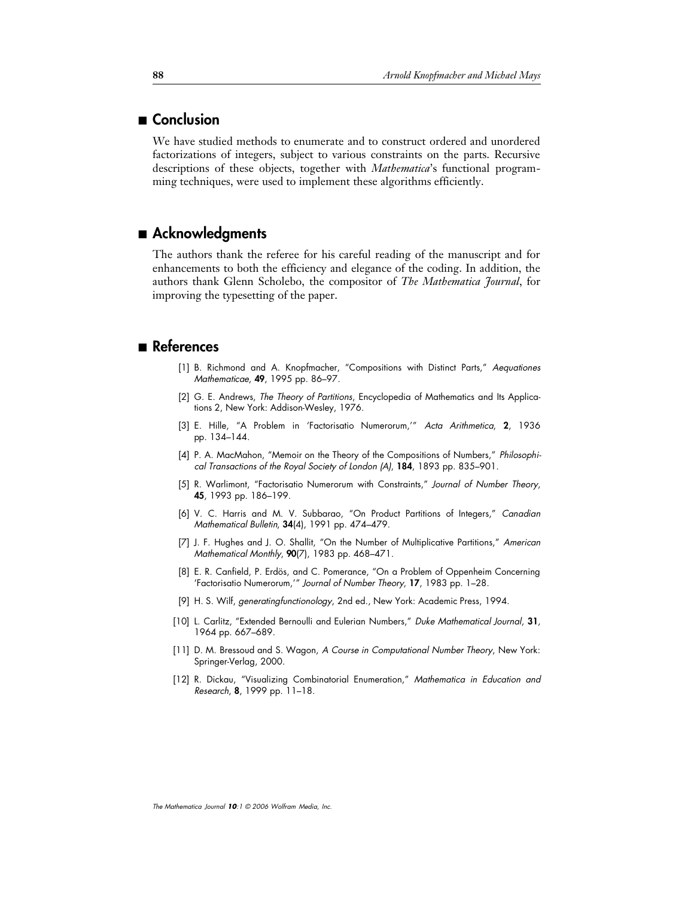## Conclusion

We have studied methods to enumerate and to construct ordered and unordered factorizations of integers, subject to various constraints on the parts. Recursive descriptions of these objects, together with *Mathematica*'s functional programming techniques, were used to implement these algorithms efficiently.

## Acknowledgments

The authors thank the referee for his careful reading of the manuscript and for enhancements to both the efficiency and elegance of the coding. In addition, the authors thank Glenn Scholebo, the compositor of *The Mathematica Journal*, for improving the typesetting of the paper.

## References

[1] B. Richmond and A. Knopfmacher, "Compositions with Distinct Parts," *Aequationes Mathematicae*, **49**, 1995 pp. 86–97.

[2] G. E. Andrews, *The Theory of Partitions*, Encyclopedia of Mathematics and Its Applications 2, New York: Addison-Wesley, 1976.

[3] E. Hille, "A Problem in 'Factorisatio Numerorum,'" *Acta Arithmetica*, **2**, 1936 pp. 134–144.

[4] P. A. MacMahon, "Memoir on the Theory of the Compositions of Numbers," *Philosophical Transactions of the Royal Society of London (A)*, **184**, 1893 pp. 835–901.

[5] R. Warlimont, "Factorisatio Numerorum with Constraints," *Journal of Number Theory*, **45**, 1993 pp. 186–199.

[6] V. C. Harris and M. V. Subbarao, "On Product Partitions of Integers," *Canadian Mathematical Bulletin*, **34**(4), 1991 pp. 474–479.

[7] J. F. Hughes and J. O. Shallit, "On the Number of Multiplicative Partitions," *American Mathematical Monthly*, **90**(7), 1983 pp. 468–471.

[8] E. R. Canfield, P. Erdös, and C. Pomerance, "On a Problem of Oppenheim Concerning 'Factorisatio Numerorum,'" *Journal of Number Theory*, **17**, 1983 pp. 1–28.

[9] H. S. Wilf, *generatingfunctionology*, 2nd ed., New York: Academic Press, 1994.

[10] L. Carlitz, "Extended Bernoulli and Eulerian Numbers," *Duke Mathematical Journal*, **31**, 1964 pp. 667–689.

[11] D. M. Bressoud and S. Wagon, *A Course in Computational Number Theory*, New York: Springer-Verlag, 2000.

[12] R. Dickau, "Visualizing Combinatorial Enumeration," *Mathematica in Education and Research*, **8**, 1999 pp. 11–18.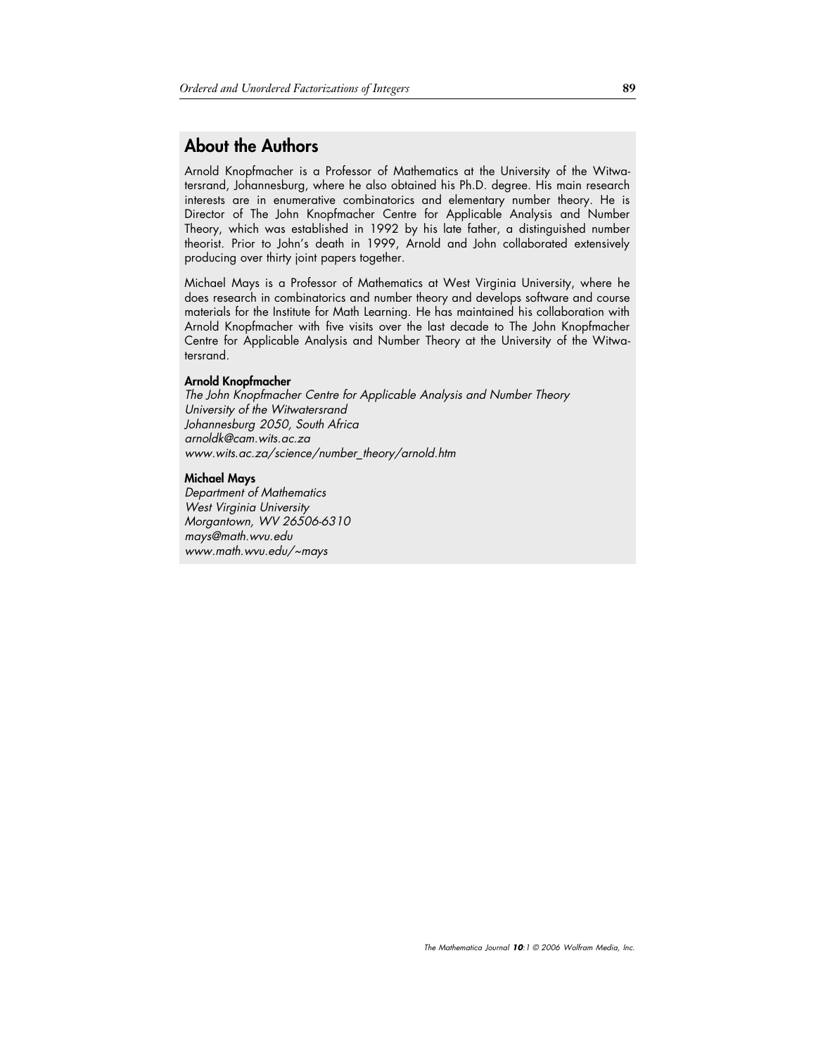## About the Authors

Arnold Knopfmacher is a Professor of Mathematics at the University of the Witwatersrand, Johannesburg, where he also obtained his Ph.D. degree. His main research interests are in enumerative combinatorics and elementary number theory. He is Director of The John Knopfmacher Centre for Applicable Analysis and Number Theory, which was established in 1992 by his late father, a distinguished number theorist. Prior to John's death in 1999, Arnold and John collaborated extensively producing over thirty joint papers together.

Michael Mays is a Professor of Mathematics at West Virginia University, where he does research in combinatorics and number theory and develops software and course materials for the Institute for Math Learning. He has maintained his collaboration with Arnold Knopfmacher with five visits over the last decade to The John Knopfmacher Centre for Applicable Analysis and Number Theory at the University of the Witwatersrand.

**Arnold Knopfmacher**
*The John Knopfmacher Centre for Applicable Analysis and Number Theory*
*University of the Witwatersrand*
*Johannesburg 2050, South Africa*
*arnoldk@cam.wits.ac.za*
*www.wits.ac.za/science/number_theory/arnold.htm*

**Michael Mays**
*Department of Mathematics*
*West Virginia University*
*Morgantown, WV 26506-6310*
*mays@math.wvu.edu*
*www.math.wvu.edu/~mays*